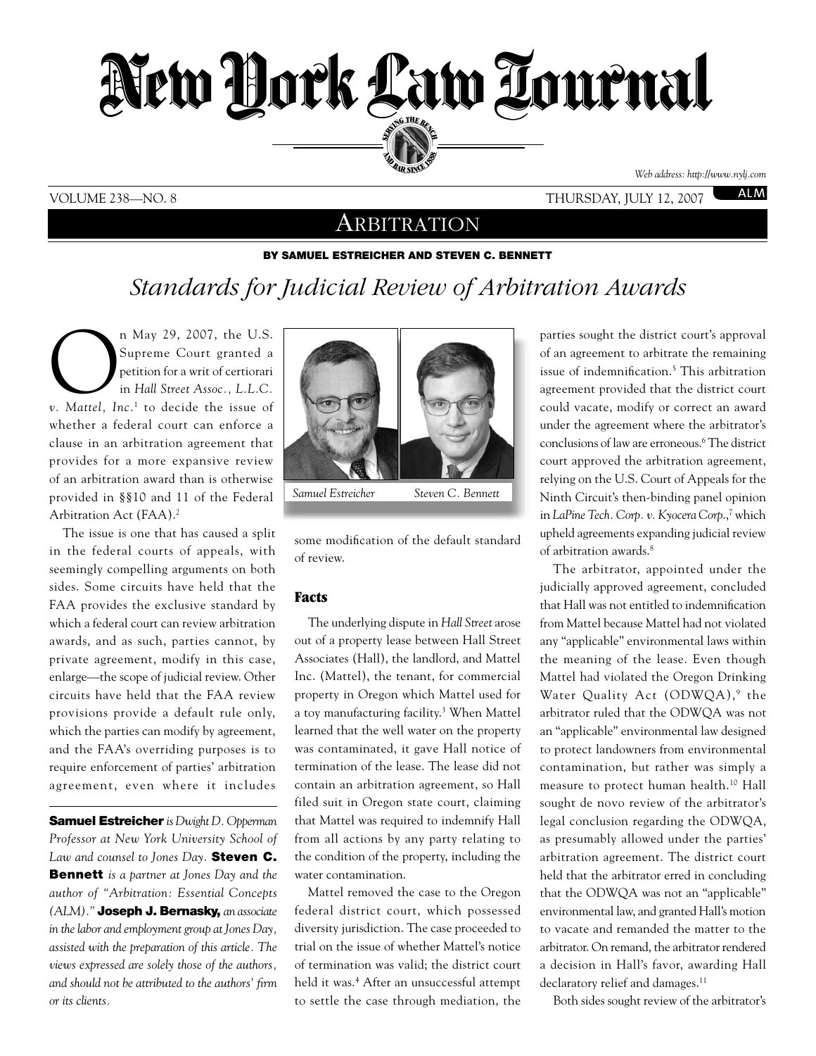# New York Law Journal

Web address: http://www.nylj.com

VOLUME 238—NO. 8 THURSDAY, JULY 12, 2007

## ARBITRATION

**BY SAMUEL ESTREICHER AND STEVEN C. BENNETT**

# *Standards for Judicial Review of Arbitration Awards*

On May 29, 2007, the U.S. Supreme Court granted a petition for a writ of certiorari in *Hall Street Assoc., L.L.C. v. Mattel, Inc.*[1] to decide the issue of whether a federal court can enforce a clause in an arbitration agreement that provides for a more expansive review of an arbitration award than is otherwise provided in §§10 and 11 of the Federal Arbitration Act (FAA).[2]

The issue is one that has caused a split in the federal courts of appeals, with seemingly compelling arguments on both sides. Some circuits have held that the FAA provides the exclusive standard by which a federal court can review arbitration awards, and as such, parties cannot, by private agreement, modify in this case, enlarge—the scope of judicial review. Other circuits have held that the FAA review provisions provide a default rule only, which the parties can modify by agreement, and the FAA's overriding purposes is to require enforcement of parties' arbitration agreement, even where it includes some modification of the default standard of review.

**Samuel Estreicher** *is Dwight D. Opperman Professor at New York University School of Law and counsel to Jones Day.* **Steven C. Bennett** *is a partner at Jones Day and the author of "Arbitration: Essential Concepts (ALM)."* **Joseph J. Bernasky,** *an associate in the labor and employment group at Jones Day, assisted with the preparation of this article. The views expressed are solely those of the authors, and should not be attributed to the authors' firm or its clients.*

Samuel Estreicher Steven C. Bennett

## Facts

The underlying dispute in *Hall Street* arose out of a property lease between Hall Street Associates (Hall), the landlord, and Mattel Inc. (Mattel), the tenant, for commercial property in Oregon which Mattel used for a toy manufacturing facility.[3] When Mattel learned that the well water on the property was contaminated, it gave Hall notice of termination of the lease. The lease did not contain an arbitration agreement, so Hall filed suit in Oregon state court, claiming that Mattel was required to indemnify Hall from all actions by any party relating to the condition of the property, including the water contamination.

Mattel removed the case to the Oregon federal district court, which possessed diversity jurisdiction. The case proceeded to trial on the issue of whether Mattel's notice of termination was valid; the district court held it was.[4] After an unsuccessful attempt to settle the case through mediation, the parties sought the district court's approval of an agreement to arbitrate the remaining issue of indemnification.[5] This arbitration agreement provided that the district court could vacate, modify or correct an award under the agreement where the arbitrator's conclusions of law are erroneous.[6] The district court approved the arbitration agreement, relying on the U.S. Court of Appeals for the Ninth Circuit's then-binding panel opinion in *LaPine Tech. Corp. v. Kyocera Corp.*,[7] which upheld agreements expanding judicial review of arbitration awards.[8]

The arbitrator, appointed under the judicially approved agreement, concluded that Hall was not entitled to indemnification from Mattel because Mattel had not violated any "applicable" environmental laws within the meaning of the lease. Even though Mattel had violated the Oregon Drinking Water Quality Act (ODWQA),[9] the arbitrator ruled that the ODWQA was not an "applicable" environmental law designed to protect landowners from environmental contamination, but rather was simply a measure to protect human health.[10] Hall sought de novo review of the arbitrator's legal conclusion regarding the ODWQA, as presumably allowed under the parties' arbitration agreement. The district court held that the arbitrator erred in concluding that the ODWQA was not an "applicable" environmental law, and granted Hall's motion to vacate and remanded the matter to the arbitrator. On remand, the arbitrator rendered a decision in Hall's favor, awarding Hall declaratory relief and damages.[11]

Both sides sought review of the arbitrator's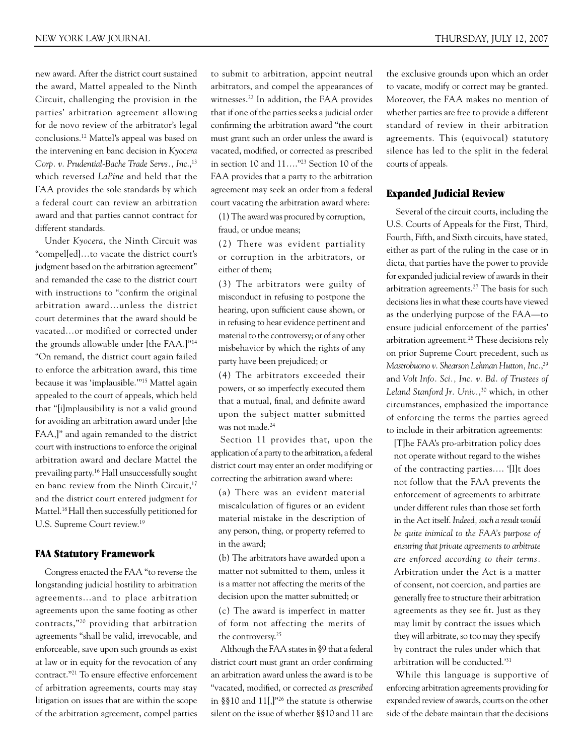new award. After the district court sustained the award, Mattel appealed to the Ninth Circuit, challenging the provision in the parties' arbitration agreement allowing for de novo review of the arbitrator's legal conclusions.[12] Mattel's appeal was based on the intervening en banc decision in *Kyocera Corp. v. Prudential-Bache Trade Servs., Inc.*,[13] which reversed *LaPine* and held that the FAA provides the sole standards by which a federal court can review an arbitration award and that parties cannot contract for different standards.

Under *Kyocera*, the Ninth Circuit was "compel[ed]…to vacate the district court's judgment based on the arbitration agreement" and remanded the case to the district court with instructions to "confirm the original arbitration award…unless the district court determines that the award should be vacated…or modified or corrected under the grounds allowable under [the FAA.]"[14] "On remand, the district court again failed to enforce the arbitration award, this time because it was 'implausible.'"[15] Mattel again appealed to the court of appeals, which held that "[i]mplausibility is not a valid ground for avoiding an arbitration award under [the FAA,]" and again remanded to the district court with instructions to enforce the original arbitration award and declare Mattel the prevailing party.[16] Hall unsuccessfully sought en banc review from the Ninth Circuit,[17] and the district court entered judgment for Mattel.[18] Hall then successfully petitioned for U.S. Supreme Court review.[19]

## FAA Statutory Framework

Congress enacted the FAA "to reverse the longstanding judicial hostility to arbitration agreements…and to place arbitration agreements upon the same footing as other contracts,"[20] providing that arbitration agreements "shall be valid, irrevocable, and enforceable, save upon such grounds as exist at law or in equity for the revocation of any contract."[21] To ensure effective enforcement of arbitration agreements, courts may stay litigation on issues that are within the scope of the arbitration agreement, compel parties to submit to arbitration, appoint neutral arbitrators, and compel the appearances of witnesses.[22] In addition, the FAA provides that if one of the parties seeks a judicial order confirming the arbitration award "the court must grant such an order unless the award is vacated, modified, or corrected as prescribed in section 10 and 11…."[23] Section 10 of the FAA provides that a party to the arbitration agreement may seek an order from a federal court vacating the arbitration award where:

> (1) The award was procured by corruption, fraud, or undue means;
>
> (2) There was evident partiality or corruption in the arbitrators, or either of them;
>
> (3) The arbitrators were guilty of misconduct in refusing to postpone the hearing, upon sufficient cause shown, or in refusing to hear evidence pertinent and material to the controversy; or of any other misbehavior by which the rights of any party have been prejudiced; or
>
> (4) The arbitrators exceeded their powers, or so imperfectly executed them that a mutual, final, and definite award upon the subject matter submitted was not made.[24]

Section 11 provides that, upon the application of a party to the arbitration, a federal district court may enter an order modifying or correcting the arbitration award where:

> (a) There was an evident material miscalculation of figures or an evident material mistake in the description of any person, thing, or property referred to in the award;
>
> (b) The arbitrators have awarded upon a matter not submitted to them, unless it is a matter not affecting the merits of the decision upon the matter submitted; or
>
> (c) The award is imperfect in matter of form not affecting the merits of the controversy.[25]

Although the FAA states in §9 that a federal district court must grant an order confirming an arbitration award unless the award is to be "vacated, modified, or corrected *as prescribed* in §§10 and 11[,]"[26] the statute is otherwise silent on the issue of whether §§10 and 11 are the exclusive grounds upon which an order to vacate, modify or correct may be granted. Moreover, the FAA makes no mention of whether parties are free to provide a different standard of review in their arbitration agreements. This (equivocal) statutory silence has led to the split in the federal courts of appeals.

## Expanded Judicial Review

Several of the circuit courts, including the U.S. Courts of Appeals for the First, Third, Fourth, Fifth, and Sixth circuits, have stated, either as part of the ruling in the case or in dicta, that parties have the power to provide for expanded judicial review of awards in their arbitration agreements.[27] The basis for such decisions lies in what these courts have viewed as the underlying purpose of the FAA—to ensure judicial enforcement of the parties' arbitration agreement.[28] These decisions rely on prior Supreme Court precedent, such as *Mastrobuono v. Shearson Lehman Hutton, Inc.*,[29] and *Volt Info. Sci., Inc. v. Bd. of Trustees of Leland Stanford Jr. Univ.*,[30] which, in other circumstances, emphasized the importance of enforcing the terms the parties agreed to include in their arbitration agreements:

> [T]he FAA's pro-arbitration policy does not operate without regard to the wishes of the contracting parties…. '[I]t does not follow that the FAA prevents the enforcement of agreements to arbitrate under different rules than those set forth in the Act itself. *Indeed, such a result would be quite inimical to the FAA's purpose of ensuring that private agreements to arbitrate are enforced according to their terms.* Arbitration under the Act is a matter of consent, not coercion, and parties are generally free to structure their arbitration agreements as they see fit. Just as they may limit by contract the issues which they will arbitrate, so too may they specify by contract the rules under which that arbitration will be conducted.'[31]

While this language is supportive of enforcing arbitration agreements providing for expanded review of awards, courts on the other side of the debate maintain that the decisions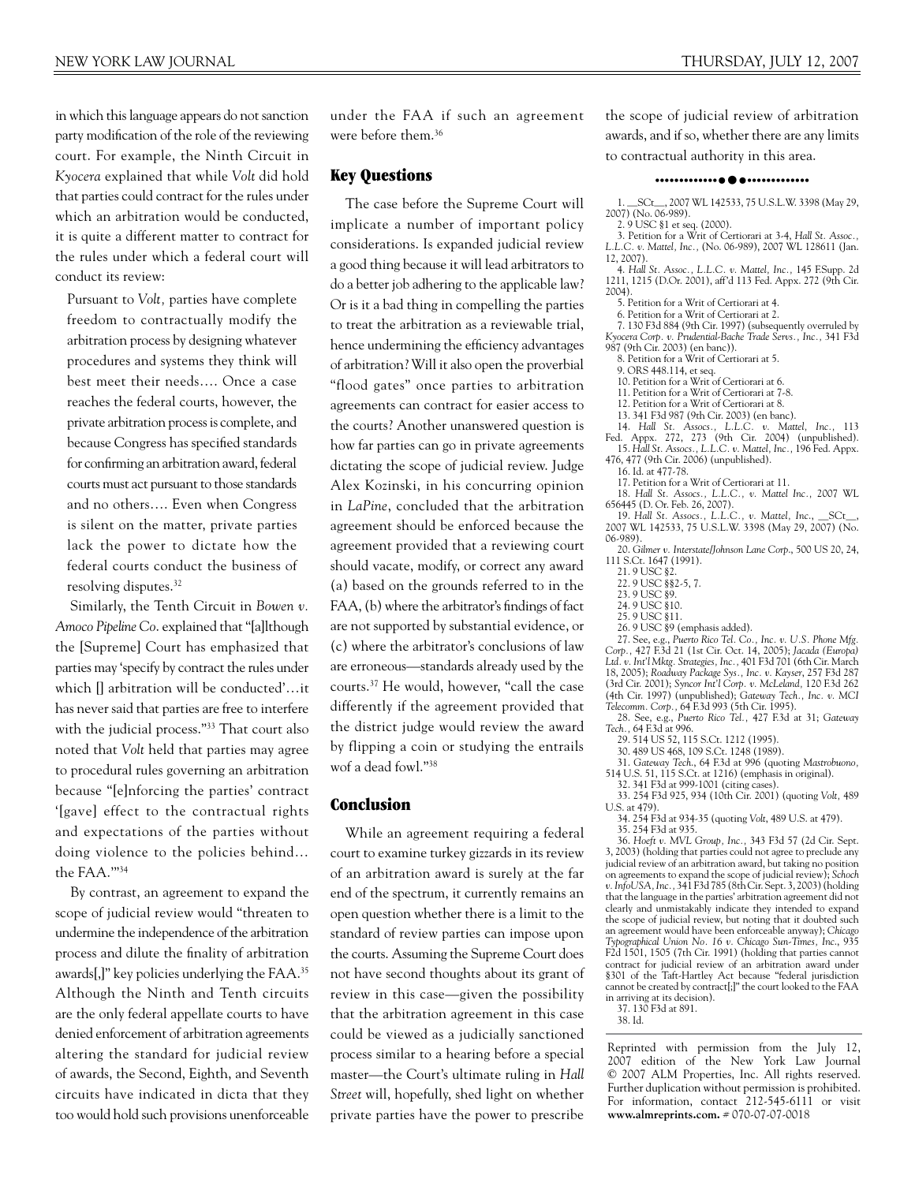in which this language appears do not sanction party modification of the role of the reviewing court. For example, the Ninth Circuit in *Kyocera* explained that while *Volt* did hold that parties could contract for the rules under which an arbitration would be conducted, it is quite a different matter to contract for the rules under which a federal court will conduct its review:

> Pursuant to *Volt,* parties have complete freedom to contractually modify the arbitration process by designing whatever procedures and systems they think will best meet their needs…. Once a case reaches the federal courts, however, the private arbitration process is complete, and because Congress has specified standards for confirming an arbitration award, federal courts must act pursuant to those standards and no others…. Even when Congress is silent on the matter, private parties lack the power to dictate how the federal courts conduct the business of resolving disputes.[32]

Similarly, the Tenth Circuit in *Bowen v. Amoco Pipeline Co.* explained that "[a]lthough the [Supreme] Court has emphasized that parties may 'specify by contract the rules under which [] arbitration will be conducted'…it has never said that parties are free to interfere with the judicial process."[33] That court also noted that *Volt* held that parties may agree to procedural rules governing an arbitration because "[e]nforcing the parties' contract '[gave] effect to the contractual rights and expectations of the parties without doing violence to the policies behind… the FAA.'"[34]

By contrast, an agreement to expand the scope of judicial review would "threaten to undermine the independence of the arbitration process and dilute the finality of arbitration awards[,]" key policies underlying the FAA.[35] Although the Ninth and Tenth circuits are the only federal appellate courts to have denied enforcement of arbitration agreements altering the standard for judicial review of awards, the Second, Eighth, and Seventh circuits have indicated in dicta that they too would hold such provisions unenforceable under the FAA if such an agreement were before them.[36]

## Key Questions

The case before the Supreme Court will implicate a number of important policy considerations. Is expanded judicial review a good thing because it will lead arbitrators to do a better job adhering to the applicable law? Or is it a bad thing in compelling the parties to treat the arbitration as a reviewable trial, hence undermining the efficiency advantages of arbitration? Will it also open the proverbial "flood gates" once parties to arbitration agreements can contract for easier access to the courts? Another unanswered question is how far parties can go in private agreements dictating the scope of judicial review. Judge Alex Kozinski, in his concurring opinion in *LaPine*, concluded that the arbitration agreement should be enforced because the agreement provided that a reviewing court should vacate, modify, or correct any award (a) based on the grounds referred to in the FAA, (b) where the arbitrator's findings of fact are not supported by substantial evidence, or (c) where the arbitrator's conclusions of law are erroneous—standards already used by the courts.[37] He would, however, "call the case differently if the agreement provided that the district judge would review the award by flipping a coin or studying the entrails wof a dead fowl."[38]

## Conclusion

While an agreement requiring a federal court to examine turkey gizzards in its review of an arbitration award is surely at the far end of the spectrum, it currently remains an open question whether there is a limit to the standard of review parties can impose upon the courts. Assuming the Supreme Court does not have second thoughts about its grant of review in this case—given the possibility that the arbitration agreement in this case could be viewed as a judicially sanctioned process similar to a hearing before a special master—the Court's ultimate ruling in *Hall Street* will, hopefully, shed light on whether private parties have the power to prescribe the scope of judicial review of arbitration awards, and if so, whether there are any limits to contractual authority in this area.

---

1. __SCt__, 2007 WL 142533, 75 U.S.L.W. 3398 (May 29, 2007) (No. 06-989).
2. 9 USC §1 et seq. (2000).
3. Petition for a Writ of Certiorari at 3-4, *Hall St. Assoc., L.L.C. v. Mattel, Inc.,* (No. 06-989), 2007 WL 128611 (Jan. 12, 2007).
4. *Hall St. Assoc., L.L.C. v. Mattel, Inc.,* 145 F.Supp. 2d 1211, 1215 (D.Or. 2001), aff'd 113 Fed. Appx. 272 (9th Cir. 2004).
5. Petition for a Writ of Certiorari at 4.
6. Petition for a Writ of Certiorari at 2.
7. 130 F3d 884 (9th Cir. 1997) (subsequently overruled by *Kyocera Corp. v. Prudential-Bache Trade Servs., Inc.,* 341 F3d 987 (9th Cir. 2003) (en banc)).
8. Petition for a Writ of Certiorari at 5.
9. ORS 448.114, et seq.
10. Petition for a Writ of Certiorari at 6.
11. Petition for a Writ of Certiorari at 7-8.
12. Petition for a Writ of Certiorari at 8.
13. 341 F3d 987 (9th Cir. 2003) (en banc).
14. *Hall St. Assocs., L.L.C. v. Mattel, Inc.,* 113 Fed. Appx. 272, 273 (9th Cir. 2004) (unpublished).
15. *Hall St. Assocs., L.L.C. v. Mattel, Inc.,* 196 Fed. Appx. 476, 477 (9th Cir. 2006) (unpublished).
16. Id. at 477-78.
17. Petition for a Writ of Certiorari at 11.
18. *Hall St. Assocs., L.L.C., v. Mattel Inc.,* 2007 WL 656445 (D. Or. Feb. 26, 2007).
19. *Hall St. Assocs., L.L.C., v. Mattel, Inc.,* __SCt__, 2007 WL 142533, 75 U.S.L.W. 3398 (May 29, 2007) (No. 06-989).
20. *Gilmer v. Interstate/Johnson Lane Corp.,* 500 US 20, 24, 111 S.Ct. 1647 (1991).
21. 9 USC §2.
22. 9 USC §§2-5, 7.
23. 9 USC §9.
24. 9 USC §10.
25. 9 USC §11.
26. 9 USC §9 (emphasis added).
27. See, e.g., *Puerto Rico Tel. Co., Inc. v. U.S. Phone Mfg. Corp.,* 427 F.3d 21 (1st Cir. Oct. 14, 2005); *Jacada (Europa) Ltd. v. Int'l Mktg. Strategies, Inc.,* 401 F.3d 701 (6th Cir. March 18, 2005); *Roadway Package Sys., Inc. v. Kayser,* 257 F.3d 287 (3rd Cir. 2001); *Syncor Int'l Corp. v. McLeland,* 120 F.3d 262 (4th Cir. 1997) (unpublished); *Gateway Tech., Inc. v. MCI Telecomm. Corp.,* 64 F.3d 993 (5th Cir. 1995).
28. See, e.g., *Puerto Rico Tel.,* 427 F.3d at 31; *Gateway Tech.,* 64 F.3d at 996.
29. 514 US 52, 115 S.Ct. 1212 (1995).
30. 489 US 468, 109 S.Ct. 1248 (1989).
31. *Gateway Tech.,* 64 F.3d at 996 (quoting *Mastrobuono,* 514 U.S. 51, 115 S.Ct. at 1216) (emphasis in original).
32. 341 F3d at 999-1001 (citing cases).
33. 254 F3d 925, 934 (10th Cir. 2001) (quoting *Volt,* 489 U.S. at 479).
34. 254 F3d at 934-35 (quoting *Volt,* 489 U.S. at 479).
35. 254 F3d at 935.
36. *Hoeft v. MVL Group, Inc.,* 343 F3d 57 (2d Cir. Sept. 3, 2003) (holding that parties could not agree to preclude any judicial review of an arbitration award, but taking no position on agreements to expand the scope of judicial review); *Schoch v. InfoUSA, Inc.,* 341 F3d 785 (8th Cir. Sept. 3, 2003) (holding that the language in the parties' arbitration agreement did not clearly and unmistakably indicate they intended to expand the scope of judicial review, but noting that it doubted such an agreement would have been enforceable anyway); *Chicago Typographical Union No. 16 v. Chicago Sun-Times, Inc.,* 935 F2d 1501, 1505 (7th Cir. 1991) (holding that parties cannot contract for judicial review of an arbitration award under §301 of the Taft-Hartley Act because "federal jurisdiction cannot be created by contract[;]" the court looked to the FAA in arriving at its decision).
37. 130 F3d at 891.
38. Id.

Reprinted with permission from the July 12, 2007 edition of the New York Law Journal © 2007 ALM Properties, Inc. All rights reserved. Further duplication without permission is prohibited. For information, contact 212-545-6111 or visit **www.almreprints.com.** # 070-07-07-0018